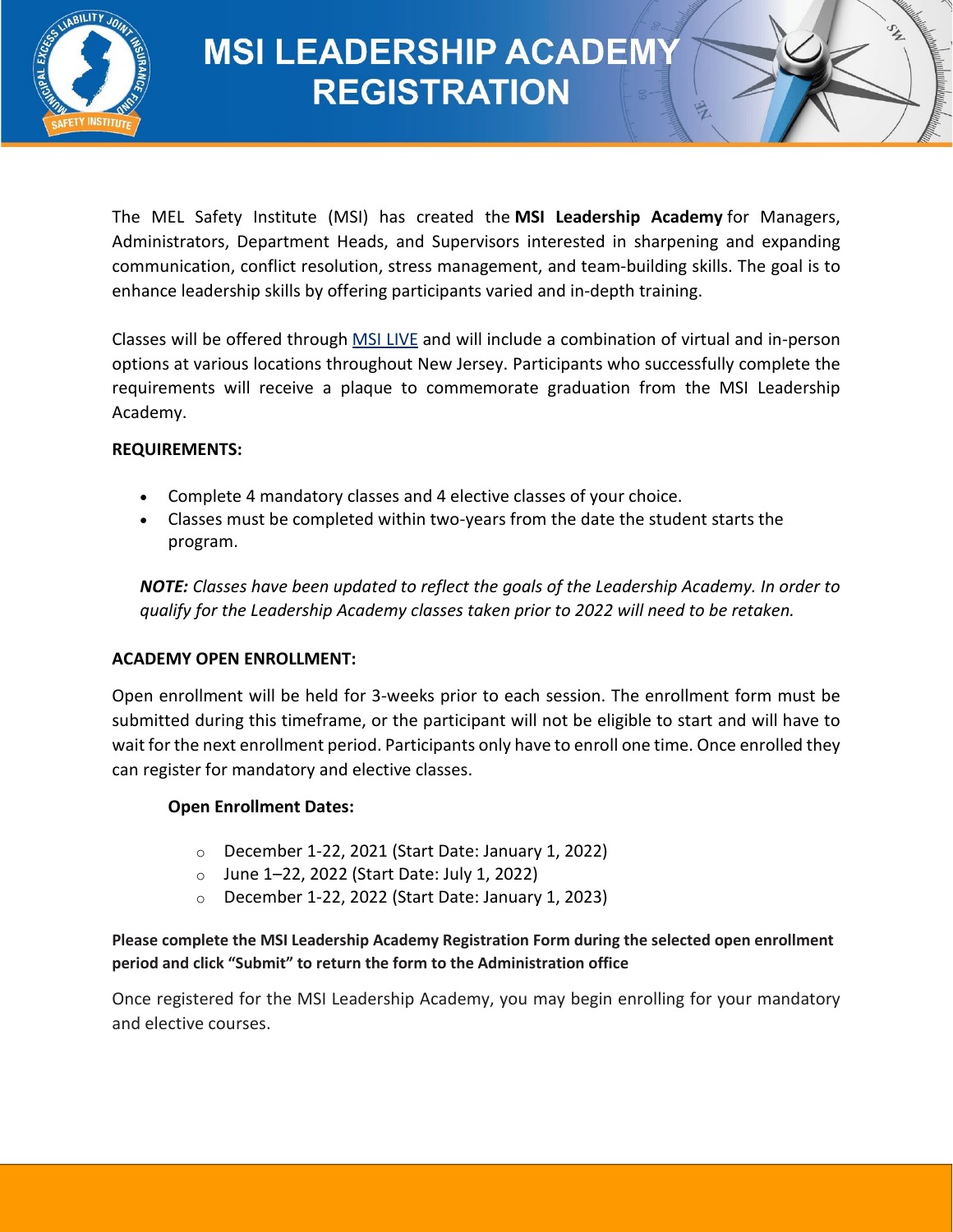# MSI LEADERSHIP ACADEMY REGISTRATION

The MEL Safety Institute (MSI) has created the **MSI Leadership Academy** for Managers, Administrators, Department Heads, and Supervisors interested in sharpening and expanding communication, conflict resolution, stress management, and team-building skills. The goal is to enhance leadership skills by offering participants varied and in-depth training.

Classes will be offered through [MSI LIVE](#) and will include a combination of virtual and in-person options at various locations throughout New Jersey. Participants who successfully complete the requirements will receive a plaque to commemorate graduation from the MSI Leadership Academy.

**REQUIREMENTS:**

- Complete 4 mandatory classes and 4 elective classes of your choice.
- Classes must be completed within two-years from the date the student starts the program.

> ***NOTE:*** *Classes have been updated to reflect the goals of the Leadership Academy. In order to qualify for the Leadership Academy classes taken prior to 2022 will need to be retaken.*

**ACADEMY OPEN ENROLLMENT:**

Open enrollment will be held for 3-weeks prior to each session. The enrollment form must be submitted during this timeframe, or the participant will not be eligible to start and will have to wait for the next enrollment period. Participants only have to enroll one time. Once enrolled they can register for mandatory and elective classes.

**Open Enrollment Dates:**

- December 1-22, 2021 (Start Date: January 1, 2022)
- June 1–22, 2022 (Start Date: July 1, 2022)
- December 1-22, 2022 (Start Date: January 1, 2023)

**Please complete the MSI Leadership Academy Registration Form during the selected open enrollment period and click "Submit" to return the form to the Administration office**

Once registered for the MSI Leadership Academy, you may begin enrolling for your mandatory and elective courses.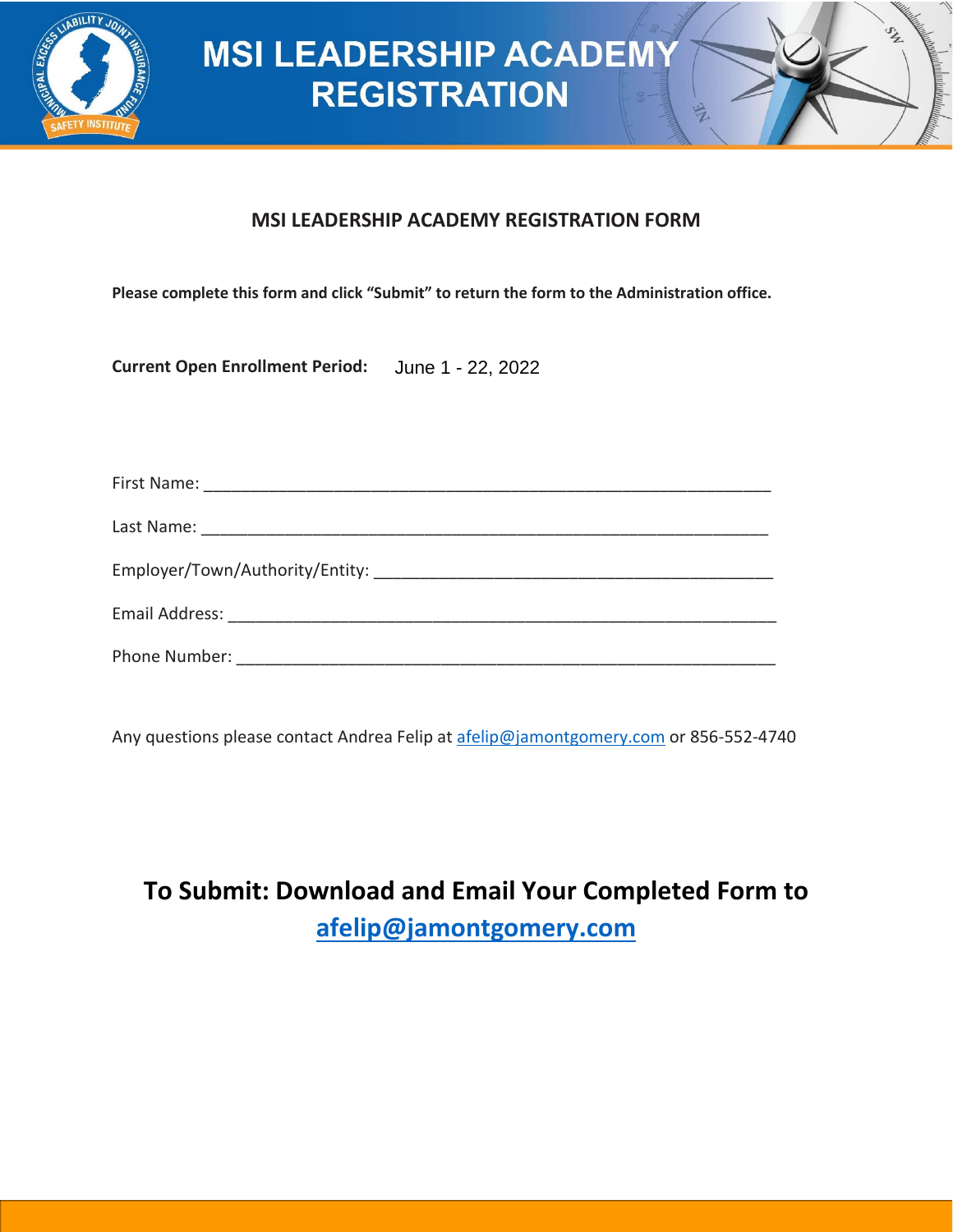# MSI LEADERSHIP ACADEMY REGISTRATION

## MSI LEADERSHIP ACADEMY REGISTRATION FORM

**Please complete this form and click "Submit" to return the form to the Administration office.**

**Current Open Enrollment Period:** June 1 - 22, 2022

First Name: ____________________________________________________________

Last Name: ____________________________________________________________

Employer/Town/Authority/Entity: ___________________________________________

Email Address: __________________________________________________________

Phone Number: __________________________________________________________

Any questions please contact Andrea Felip at afelip@jamontgomery.com or 856-552-4740

**To Submit: Download and Email Your Completed Form to afelip@jamontgomery.com**